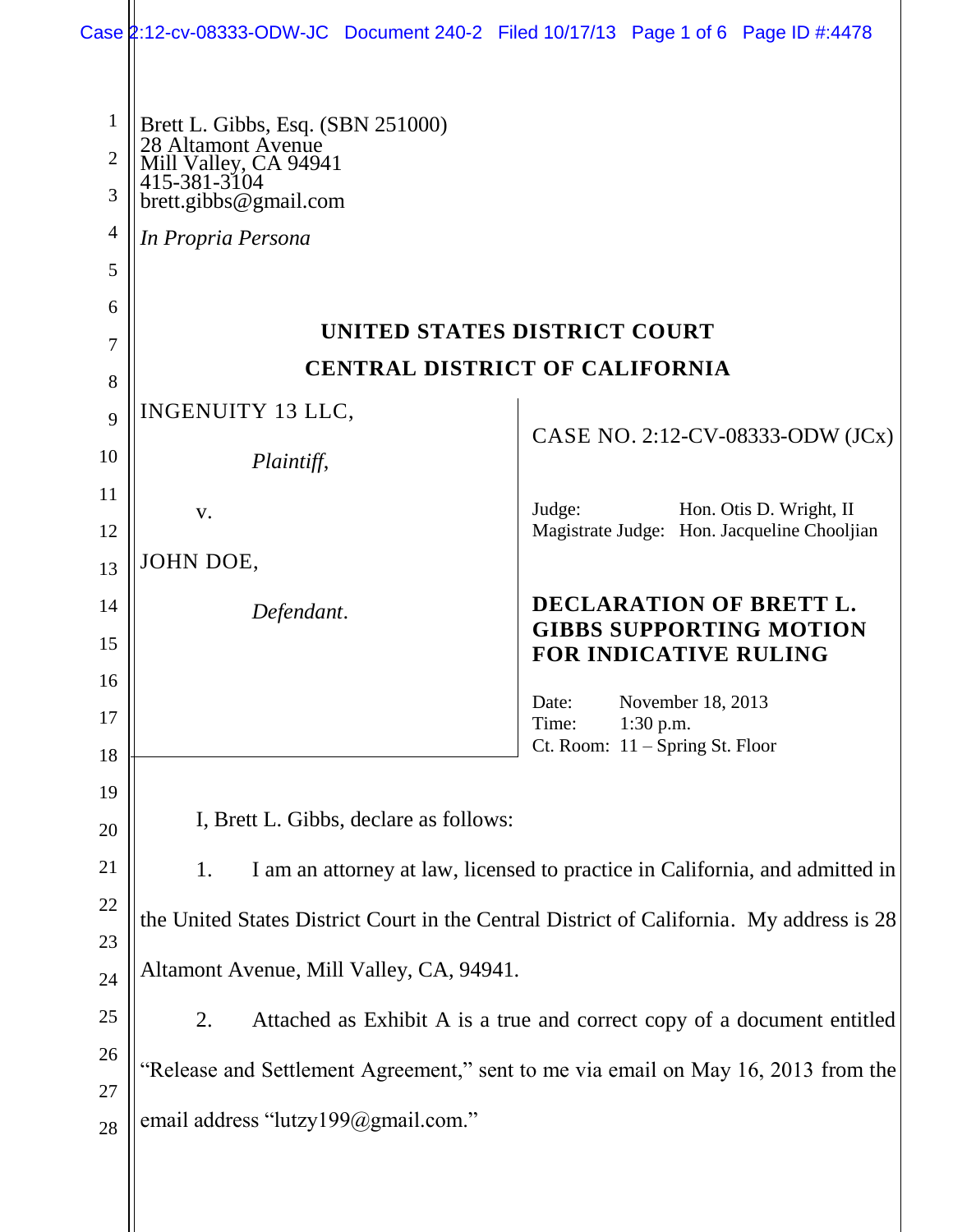Brett L. Gibbs, Esq. (SBN 251000)
28 Altamont Avenue
Mill Valley, CA 94941
415-381-3104
brett.gibbs@gmail.com

*In Propria Persona*

## UNITED STATES DISTRICT COURT
## CENTRAL DISTRICT OF CALIFORNIA

INGENUITY 13 LLC,

*Plaintiff*,

v.

JOHN DOE,

*Defendant*.

CASE NO. 2:12-CV-08333-ODW (JCx)

Judge: Hon. Otis D. Wright, II
Magistrate Judge: Hon. Jacqueline Chooljian

**DECLARATION OF BRETT L. GIBBS SUPPORTING MOTION FOR INDICATIVE RULING**

Date: November 18, 2013
Time: 1:30 p.m.
Ct. Room: 11 – Spring St. Floor

I, Brett L. Gibbs, declare as follows:

1. I am an attorney at law, licensed to practice in California, and admitted in the United States District Court in the Central District of California. My address is 28 Altamont Avenue, Mill Valley, CA, 94941.

2. Attached as Exhibit A is a true and correct copy of a document entitled "Release and Settlement Agreement," sent to me via email on May 16, 2013 from the email address "lutzy199@gmail.com."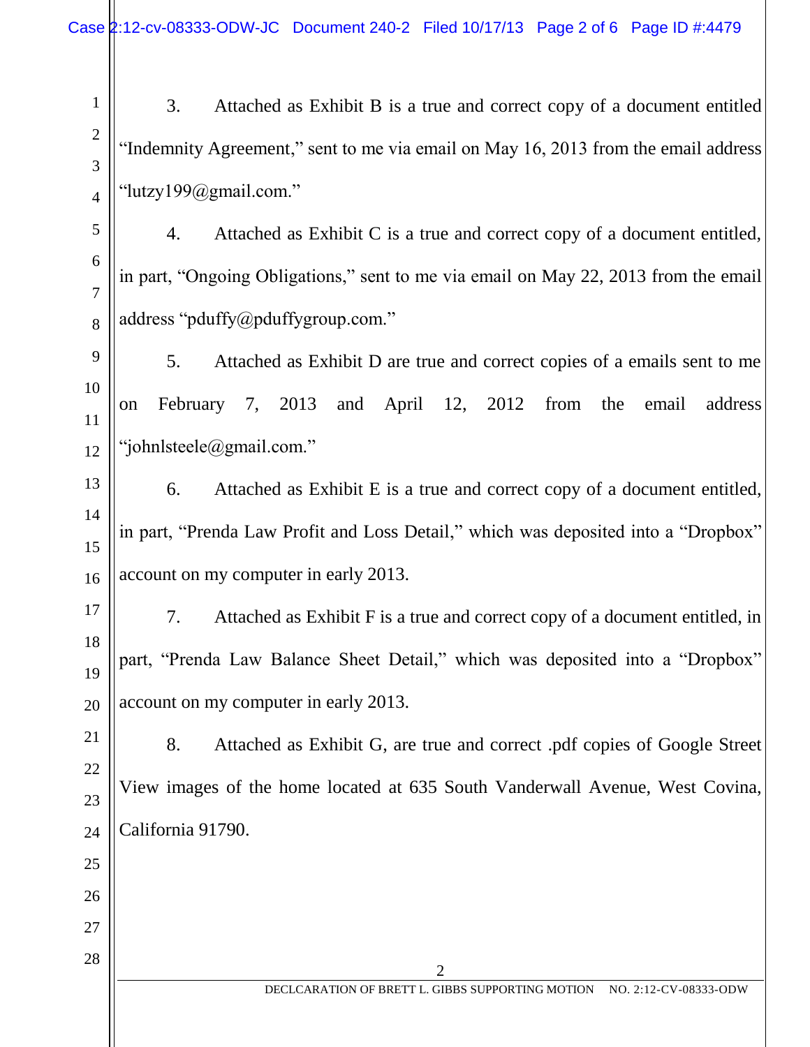3. Attached as Exhibit B is a true and correct copy of a document entitled "Indemnity Agreement," sent to me via email on May 16, 2013 from the email address "lutzy199@gmail.com."

4. Attached as Exhibit C is a true and correct copy of a document entitled, in part, "Ongoing Obligations," sent to me via email on May 22, 2013 from the email address "pduffy@pduffygroup.com."

5. Attached as Exhibit D are true and correct copies of a emails sent to me on February 7, 2013 and April 12, 2012 from the email address "johnlsteele@gmail.com."

6. Attached as Exhibit E is a true and correct copy of a document entitled, in part, "Prenda Law Profit and Loss Detail," which was deposited into a "Dropbox" account on my computer in early 2013.

7. Attached as Exhibit F is a true and correct copy of a document entitled, in part, "Prenda Law Balance Sheet Detail," which was deposited into a "Dropbox" account on my computer in early 2013.

8. Attached as Exhibit G, are true and correct .pdf copies of Google Street View images of the home located at 635 South Vanderwall Avenue, West Covina, California 91790.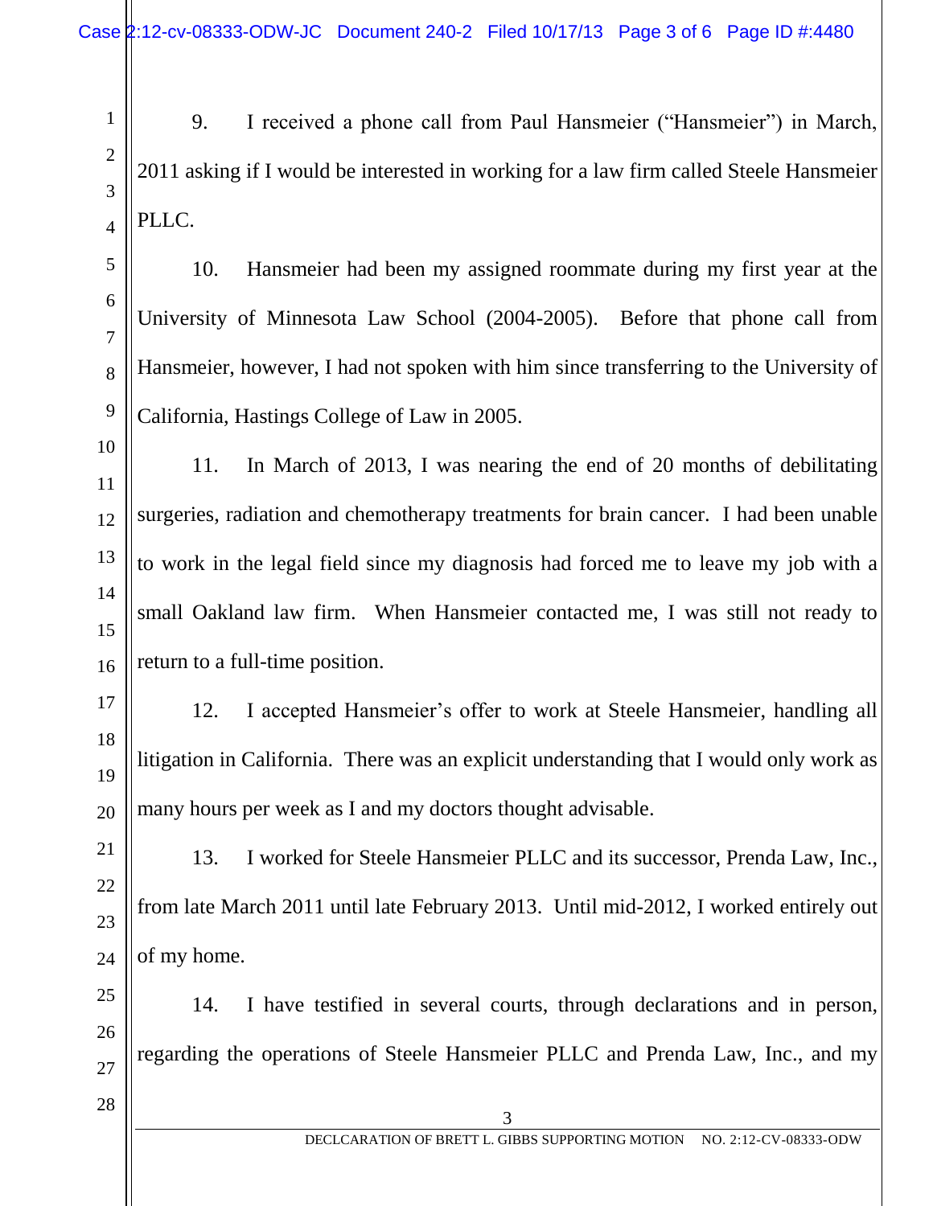9. I received a phone call from Paul Hansmeier ("Hansmeier") in March, 2011 asking if I would be interested in working for a law firm called Steele Hansmeier PLLC.

10. Hansmeier had been my assigned roommate during my first year at the University of Minnesota Law School (2004-2005). Before that phone call from Hansmeier, however, I had not spoken with him since transferring to the University of California, Hastings College of Law in 2005.

11. In March of 2013, I was nearing the end of 20 months of debilitating surgeries, radiation and chemotherapy treatments for brain cancer. I had been unable to work in the legal field since my diagnosis had forced me to leave my job with a small Oakland law firm. When Hansmeier contacted me, I was still not ready to return to a full-time position.

12. I accepted Hansmeier's offer to work at Steele Hansmeier, handling all litigation in California. There was an explicit understanding that I would only work as many hours per week as I and my doctors thought advisable.

13. I worked for Steele Hansmeier PLLC and its successor, Prenda Law, Inc., from late March 2011 until late February 2013. Until mid-2012, I worked entirely out of my home.

14. I have testified in several courts, through declarations and in person, regarding the operations of Steele Hansmeier PLLC and Prenda Law, Inc., and my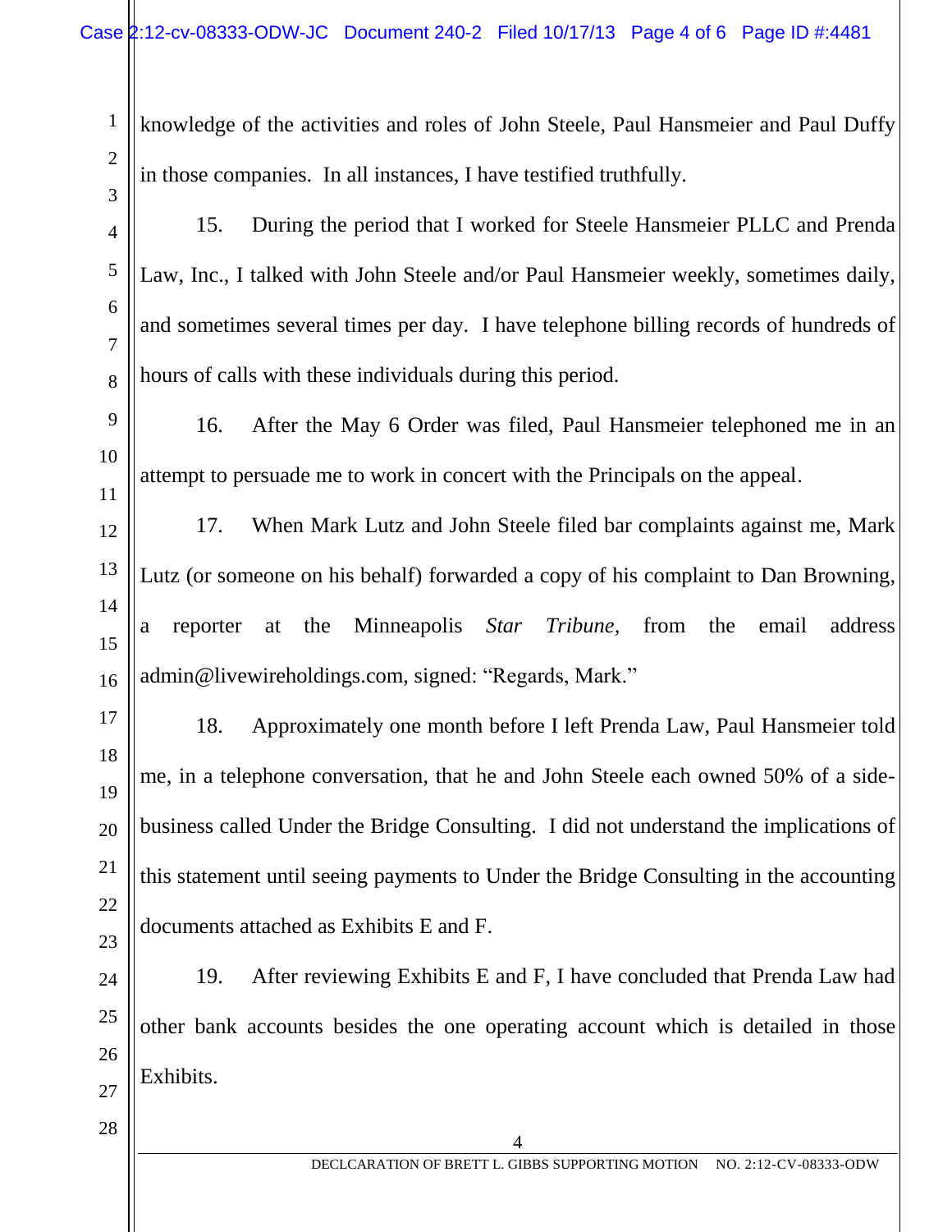knowledge of the activities and roles of John Steele, Paul Hansmeier and Paul Duffy in those companies. In all instances, I have testified truthfully.

15. During the period that I worked for Steele Hansmeier PLLC and Prenda Law, Inc., I talked with John Steele and/or Paul Hansmeier weekly, sometimes daily, and sometimes several times per day. I have telephone billing records of hundreds of hours of calls with these individuals during this period.

16. After the May 6 Order was filed, Paul Hansmeier telephoned me in an attempt to persuade me to work in concert with the Principals on the appeal.

17. When Mark Lutz and John Steele filed bar complaints against me, Mark Lutz (or someone on his behalf) forwarded a copy of his complaint to Dan Browning, a reporter at the Minneapolis *Star Tribune*, from the email address admin@livewireholdings.com, signed: "Regards, Mark."

18. Approximately one month before I left Prenda Law, Paul Hansmeier told me, in a telephone conversation, that he and John Steele each owned 50% of a side-business called Under the Bridge Consulting. I did not understand the implications of this statement until seeing payments to Under the Bridge Consulting in the accounting documents attached as Exhibits E and F.

19. After reviewing Exhibits E and F, I have concluded that Prenda Law had other bank accounts besides the one operating account which is detailed in those Exhibits.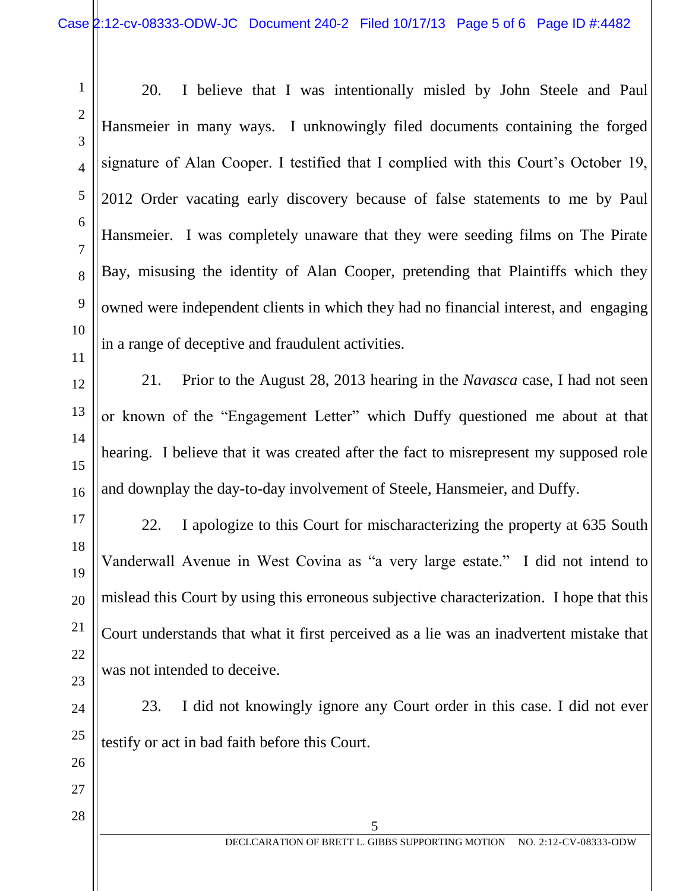20. I believe that I was intentionally misled by John Steele and Paul Hansmeier in many ways. I unknowingly filed documents containing the forged signature of Alan Cooper. I testified that I complied with this Court's October 19, 2012 Order vacating early discovery because of false statements to me by Paul Hansmeier. I was completely unaware that they were seeding films on The Pirate Bay, misusing the identity of Alan Cooper, pretending that Plaintiffs which they owned were independent clients in which they had no financial interest, and engaging in a range of deceptive and fraudulent activities.

21. Prior to the August 28, 2013 hearing in the *Navasca* case, I had not seen or known of the "Engagement Letter" which Duffy questioned me about at that hearing. I believe that it was created after the fact to misrepresent my supposed role and downplay the day-to-day involvement of Steele, Hansmeier, and Duffy.

22. I apologize to this Court for mischaracterizing the property at 635 South Vanderwall Avenue in West Covina as "a very large estate." I did not intend to mislead this Court by using this erroneous subjective characterization. I hope that this Court understands that what it first perceived as a lie was an inadvertent mistake that was not intended to deceive.

23. I did not knowingly ignore any Court order in this case. I did not ever testify or act in bad faith before this Court.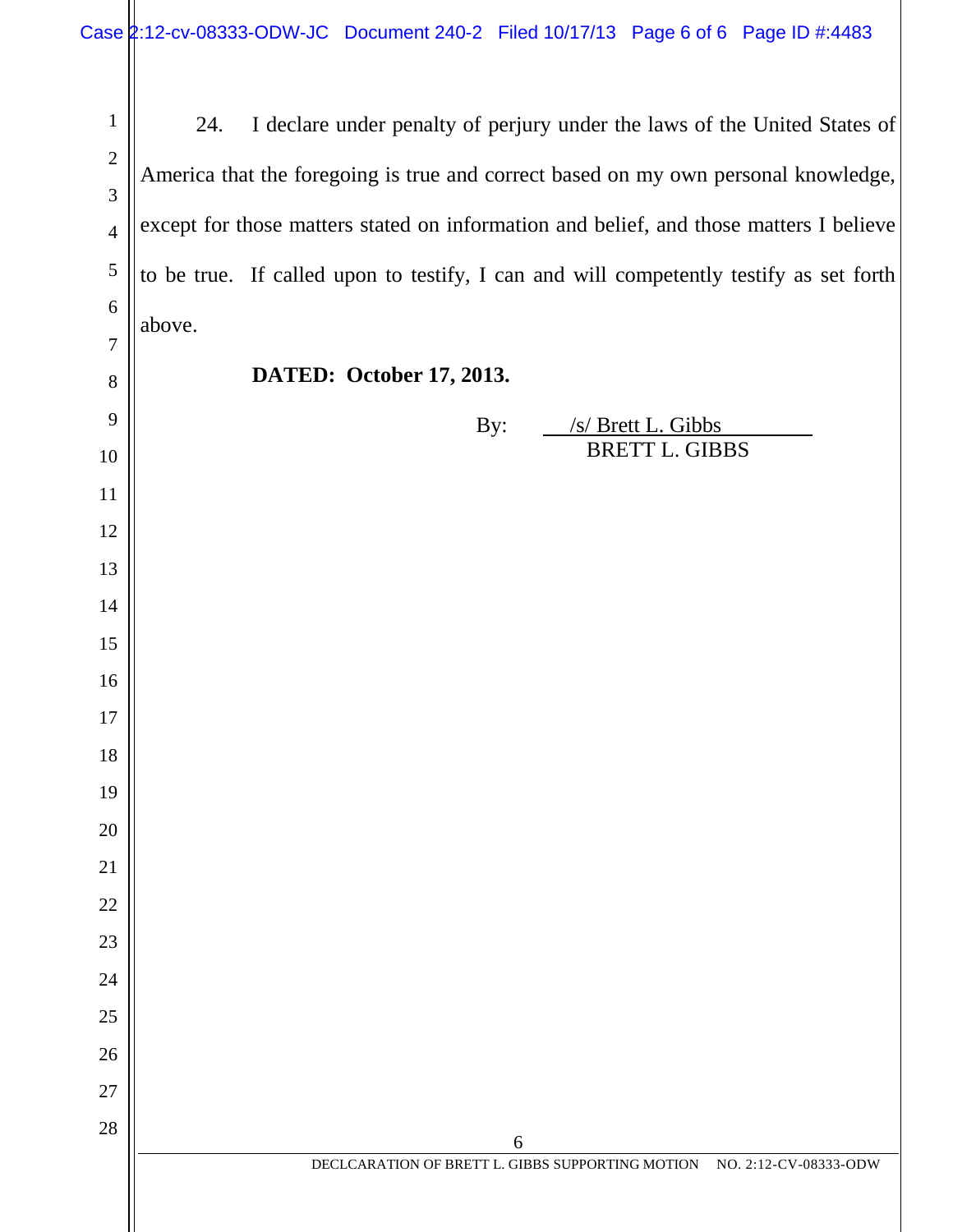24. I declare under penalty of perjury under the laws of the United States of America that the foregoing is true and correct based on my own personal knowledge, except for those matters stated on information and belief, and those matters I believe to be true. If called upon to testify, I can and will competently testify as set forth above.

**DATED: October 17, 2013.**

By: /s/ Brett L. Gibbs
BRETT L. GIBBS